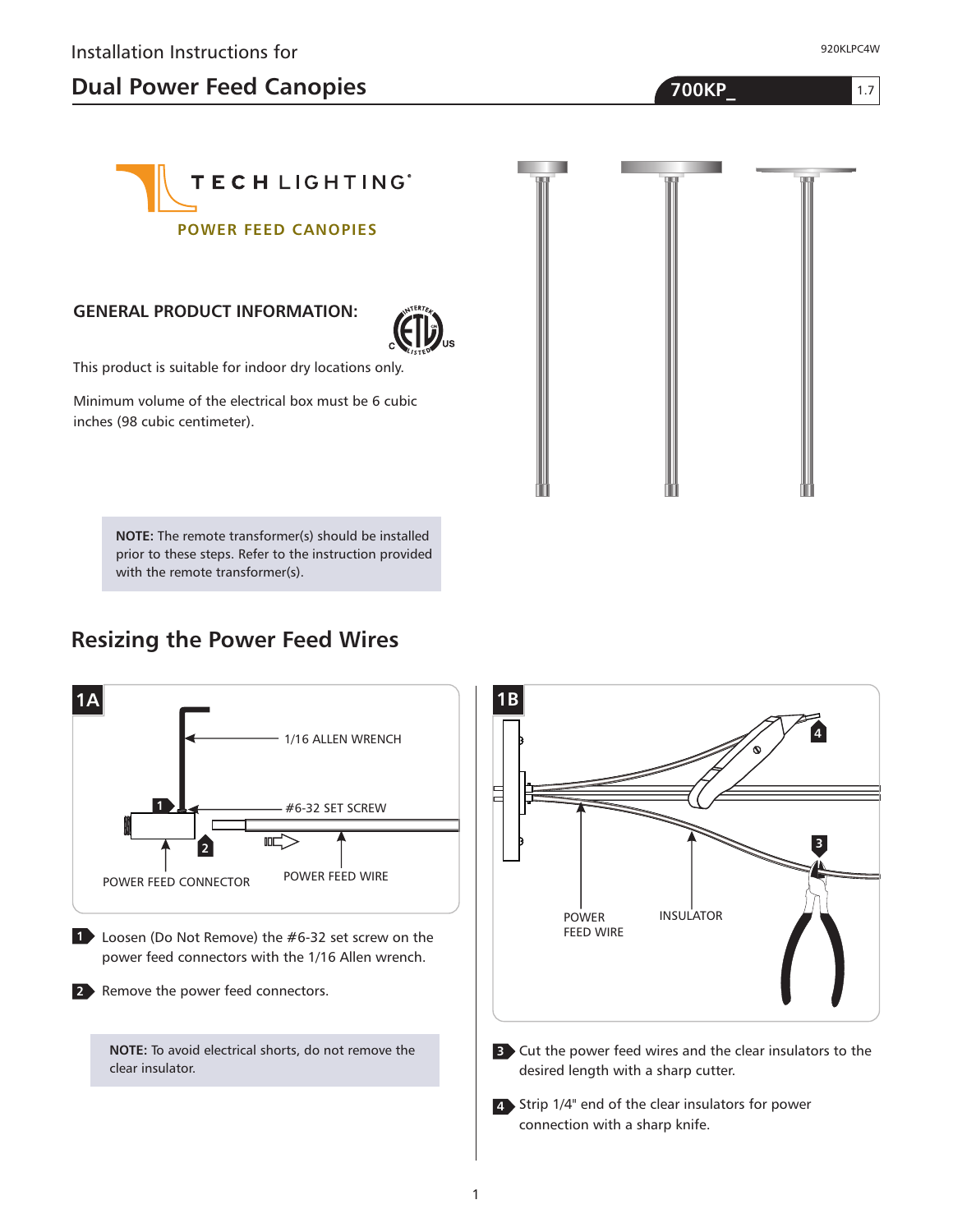Installation Instructions for

# Dual Power Feed Canopies

**700KP_** 1.7

920KLPC4W

TECH LIGHTING®

POWER FEED CANOPIES

## GENERAL PRODUCT INFORMATION:

This product is suitable for indoor dry locations only.

Minimum volume of the electrical box must be 6 cubic inches (98 cubic centimeter).

**NOTE:** The remote transformer(s) should be installed prior to these steps. Refer to the instruction provided with the remote transformer(s).

## Resizing the Power Feed Wires

**1A**

1/16 ALLEN WRENCH

#6-32 SET SCREW

POWER FEED CONNECTOR

POWER FEED WIRE

1. Loosen (Do Not Remove) the #6-32 set screw on the power feed connectors with the 1/16 Allen wrench.
2. Remove the power feed connectors.

**NOTE:** To avoid electrical shorts, do not remove the clear insulator.

**1B**

POWER FEED WIRE

INSULATOR

3. Cut the power feed wires and the clear insulators to the desired length with a sharp cutter.
4. Strip 1/4" end of the clear insulators for power connection with a sharp knife.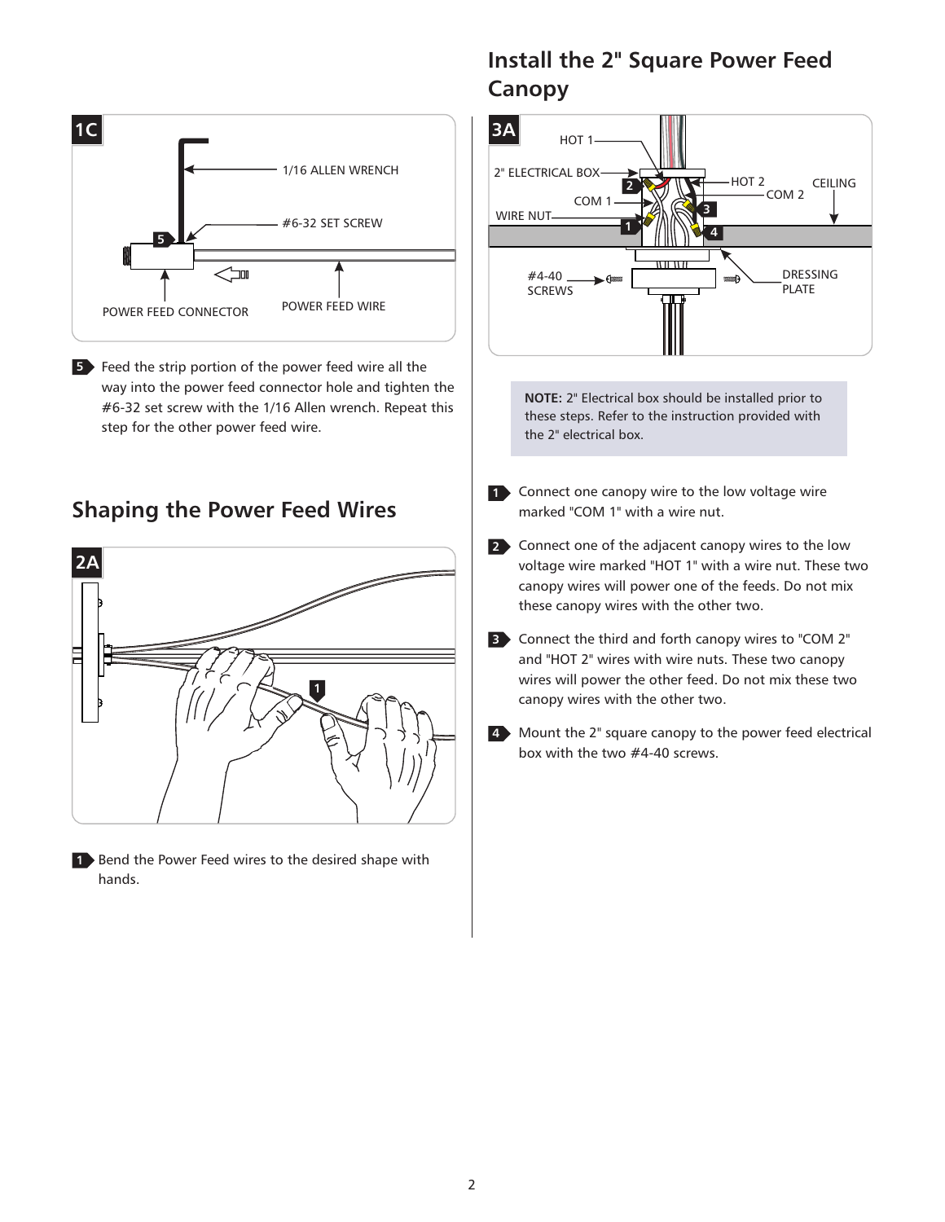5 Feed the strip portion of the power feed wire all the way into the power feed connector hole and tighten the #6-32 set screw with the 1/16 Allen wrench. Repeat this step for the other power feed wire.

## Shaping the Power Feed Wires

1 Bend the Power Feed wires to the desired shape with hands.

## Install the 2" Square Power Feed Canopy

**NOTE:** 2" Electrical box should be installed prior to these steps. Refer to the instruction provided with the 2" electrical box.

1 Connect one canopy wire to the low voltage wire marked "COM 1" with a wire nut.

2 Connect one of the adjacent canopy wires to the low voltage wire marked "HOT 1" with a wire nut. These two canopy wires will power one of the feeds. Do not mix these canopy wires with the other two.

3 Connect the third and forth canopy wires to "COM 2" and "HOT 2" wires with wire nuts. These two canopy wires will power the other feed. Do not mix these two canopy wires with the other two.

4 Mount the 2" square canopy to the power feed electrical box with the two #4-40 screws.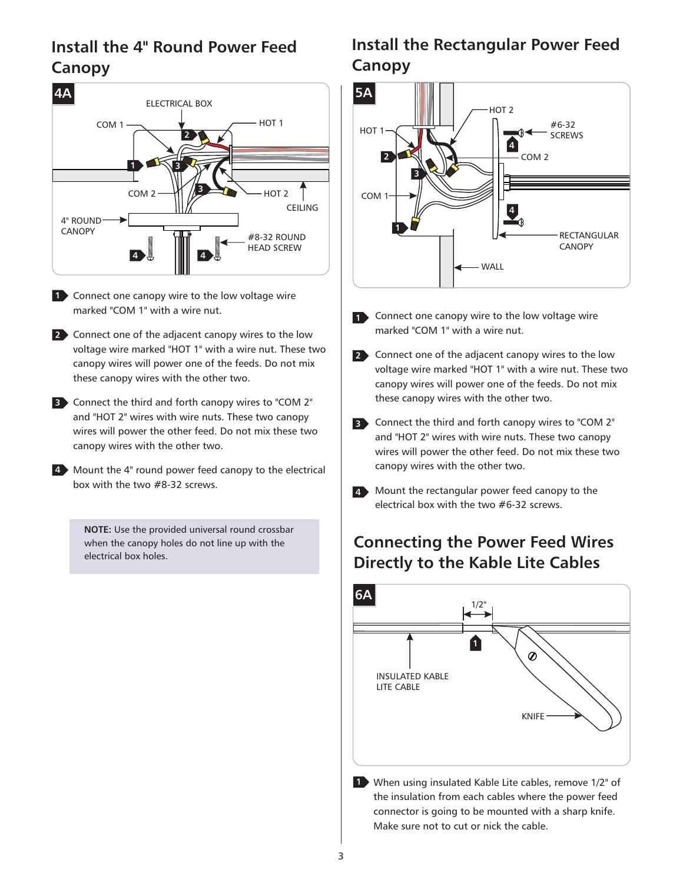## Install the 4" Round Power Feed Canopy

4A

1. Connect one canopy wire to the low voltage wire marked "COM 1" with a wire nut.

2. Connect one of the adjacent canopy wires to the low voltage wire marked "HOT 1" with a wire nut. These two canopy wires will power one of the feeds. Do not mix these canopy wires with the other two.

3. Connect the third and forth canopy wires to "COM 2" and "HOT 2" wires with wire nuts. These two canopy wires will power the other feed. Do not mix these two canopy wires with the other two.

4. Mount the 4" round power feed canopy to the electrical box with the two #8-32 screws.

**NOTE:** Use the provided universal round crossbar when the canopy holes do not line up with the electrical box holes.

## Install the Rectangular Power Feed Canopy

5A

1. Connect one canopy wire to the low voltage wire marked "COM 1" with a wire nut.

2. Connect one of the adjacent canopy wires to the low voltage wire marked "HOT 1" with a wire nut. These two canopy wires will power one of the feeds. Do not mix these canopy wires with the other two.

3. Connect the third and forth canopy wires to "COM 2" and "HOT 2" wires with wire nuts. These two canopy wires will power the other feed. Do not mix these two canopy wires with the other two.

4. Mount the rectangular power feed canopy to the electrical box with the two #6-32 screws.

## Connecting the Power Feed Wires Directly to the Kable Lite Cables

6A

1. When using insulated Kable Lite cables, remove 1/2" of the insulation from each cables where the power feed connector is going to be mounted with a sharp knife. Make sure not to cut or nick the cable.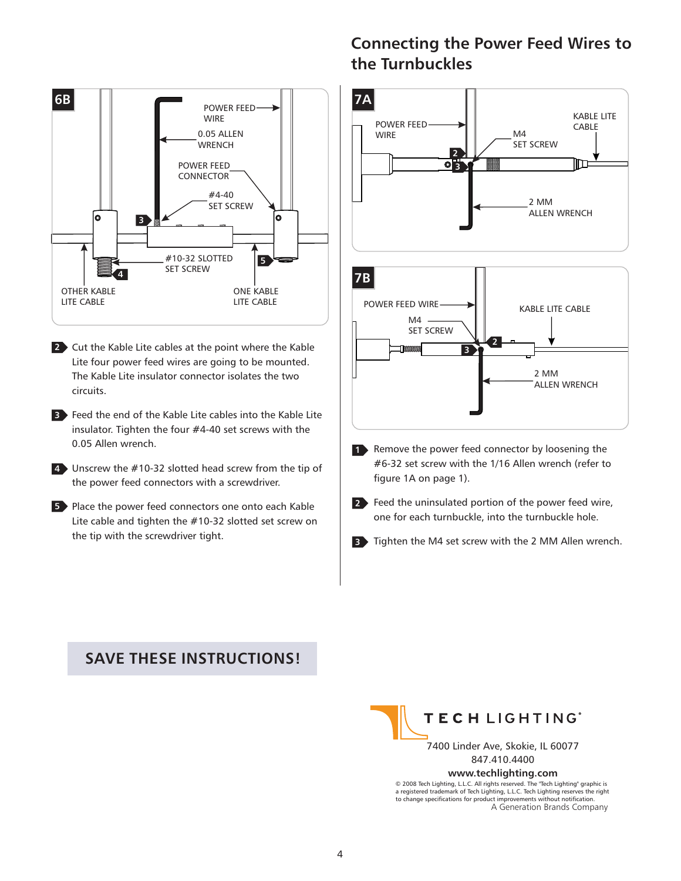## Connecting the Power Feed Wires to the Turnbuckles

6B

POWER FEED WIRE
0.05 ALLEN WRENCH
POWER FEED CONNECTOR
#4-40 SET SCREW
#10-32 SLOTTED SET SCREW
OTHER KABLE LITE CABLE
ONE KABLE LITE CABLE

**2** Cut the Kable Lite cables at the point where the Kable Lite four power feed wires are going to be mounted. The Kable Lite insulator connector isolates the two circuits.

**3** Feed the end of the Kable Lite cables into the Kable Lite insulator. Tighten the four #4-40 set screws with the 0.05 Allen wrench.

**4** Unscrew the #10-32 slotted head screw from the tip of the power feed connectors with a screwdriver.

**5** Place the power feed connectors one onto each Kable Lite cable and tighten the #10-32 slotted set screw on the tip with the screwdriver tight.

7A

POWER FEED WIRE
M4 SET SCREW
KABLE LITE CABLE
2 MM ALLEN WRENCH

7B

POWER FEED WIRE
M4 SET SCREW
KABLE LITE CABLE
2 MM ALLEN WRENCH

**1** Remove the power feed connector by loosening the #6-32 set screw with the 1/16 Allen wrench (refer to figure 1A on page 1).

**2** Feed the uninsulated portion of the power feed wire, one for each turnbuckle, into the turnbuckle hole.

**3** Tighten the M4 set screw with the 2 MM Allen wrench.

**SAVE THESE INSTRUCTIONS!**

TECH LIGHTING®
7400 Linder Ave, Skokie, IL 60077
847.410.4400
**www.techlighting.com**

© 2008 Tech Lighting, L.L.C. All rights reserved. The "Tech Lighting" graphic is a registered trademark of Tech Lighting, L.L.C. Tech Lighting reserves the right to change specifications for product improvements without notification.
A Generation Brands Company